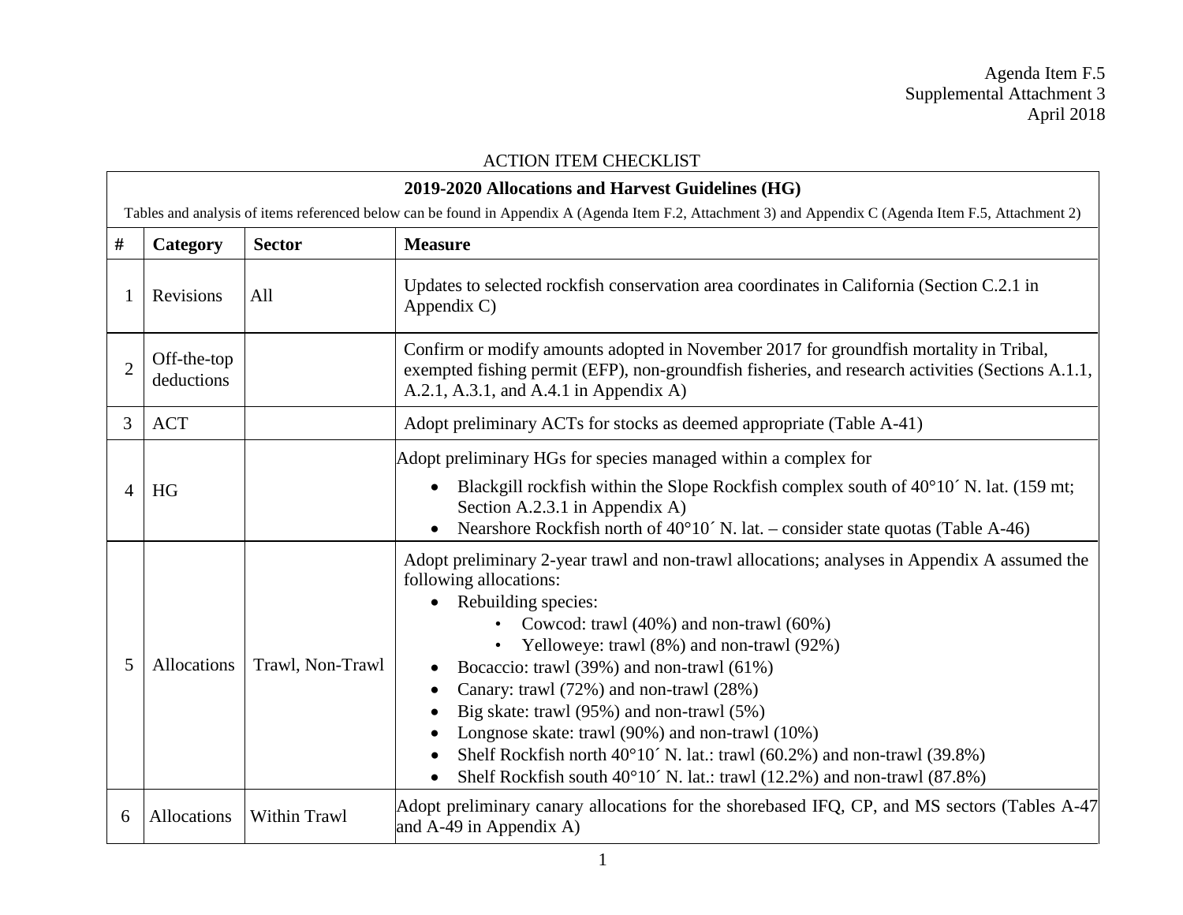Agenda Item F.5
Supplemental Attachment 3
April 2018

ACTION ITEM CHECKLIST

**2019-2020 Allocations and Harvest Guidelines (HG)**

Tables and analysis of items referenced below can be found in Appendix A (Agenda Item F.2, Attachment 3) and Appendix C (Agenda Item F.5, Attachment 2)

| # | Category | Sector | Measure |
|---|---|---|---|
| 1 | Revisions | All | Updates to selected rockfish conservation area coordinates in California (Section C.2.1 in Appendix C) |
| 2 | Off-the-top deductions | | Confirm or modify amounts adopted in November 2017 for groundfish mortality in Tribal, exempted fishing permit (EFP), non-groundfish fisheries, and research activities (Sections A.1.1, A.2.1, A.3.1, and A.4.1 in Appendix A) |
| 3 | ACT | | Adopt preliminary ACTs for stocks as deemed appropriate (Table A-41) |
| 4 | HG | | Adopt preliminary HGs for species managed within a complex for<br>• Blackgill rockfish within the Slope Rockfish complex south of 40°10´ N. lat. (159 mt; Section A.2.3.1 in Appendix A)<br>• Nearshore Rockfish north of 40°10´ N. lat. – consider state quotas (Table A-46) |
| 5 | Allocations | Trawl, Non-Trawl | Adopt preliminary 2-year trawl and non-trawl allocations; analyses in Appendix A assumed the following allocations:<br>• Rebuilding species:<br>&nbsp;&nbsp;&nbsp;&nbsp;• Cowcod: trawl (40%) and non-trawl (60%)<br>&nbsp;&nbsp;&nbsp;&nbsp;• Yelloweye: trawl (8%) and non-trawl (92%)<br>• Bocaccio: trawl (39%) and non-trawl (61%)<br>• Canary: trawl (72%) and non-trawl (28%)<br>• Big skate: trawl (95%) and non-trawl (5%)<br>• Longnose skate: trawl (90%) and non-trawl (10%)<br>• Shelf Rockfish north 40°10´ N. lat.: trawl (60.2%) and non-trawl (39.8%)<br>• Shelf Rockfish south 40°10´ N. lat.: trawl (12.2%) and non-trawl (87.8%) |
| 6 | Allocations | Within Trawl | Adopt preliminary canary allocations for the shorebased IFQ, CP, and MS sectors (Tables A-47 and A-49 in Appendix A) |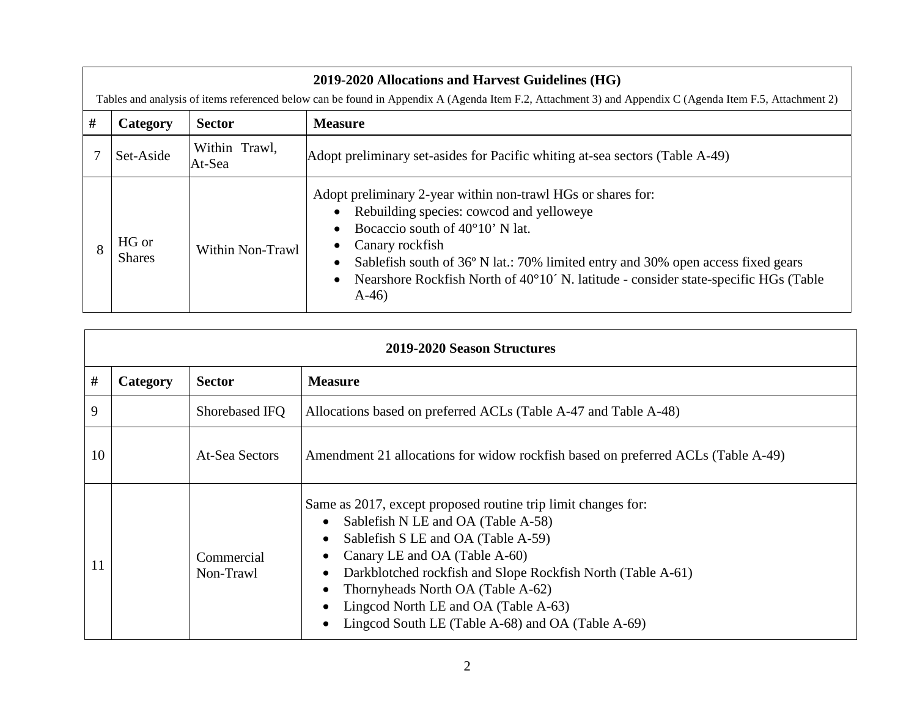| 2019-2020 Allocations and Harvest Guidelines (HG) Tables and analysis of items referenced below can be found in Appendix A (Agenda Item F.2, Attachment 3) and Appendix C (Agenda Item F.5, Attachment 2) | | | |
|---|---|---|---|
| # | Category | Sector | Measure |
| 7 | Set-Aside | Within Trawl, At-Sea | Adopt preliminary set-asides for Pacific whiting at-sea sectors (Table A-49) |
| 8 | HG or Shares | Within Non-Trawl | Adopt preliminary 2-year within non-trawl HGs or shares for:<br>• Rebuilding species: cowcod and yelloweye<br>• Bocaccio south of 40°10' N lat.<br>• Canary rockfish<br>• Sablefish south of 36º N lat.: 70% limited entry and 30% open access fixed gears<br>• Nearshore Rockfish North of 40°10´ N. latitude - consider state-specific HGs (Table A-46) |

| 2019-2020 Season Structures | | | |
|---|---|---|---|
| # | Category | Sector | Measure |
| 9 | | Shorebased IFQ | Allocations based on preferred ACLs (Table A-47 and Table A-48) |
| 10 | | At-Sea Sectors | Amendment 21 allocations for widow rockfish based on preferred ACLs (Table A-49) |
| 11 | | Commercial Non-Trawl | Same as 2017, except proposed routine trip limit changes for:<br>• Sablefish N LE and OA (Table A-58)<br>• Sablefish S LE and OA (Table A-59)<br>• Canary LE and OA (Table A-60)<br>• Darkblotched rockfish and Slope Rockfish North (Table A-61)<br>• Thornyheads North OA (Table A-62)<br>• Lingcod North LE and OA (Table A-63)<br>• Lingcod South LE (Table A-68) and OA (Table A-69) |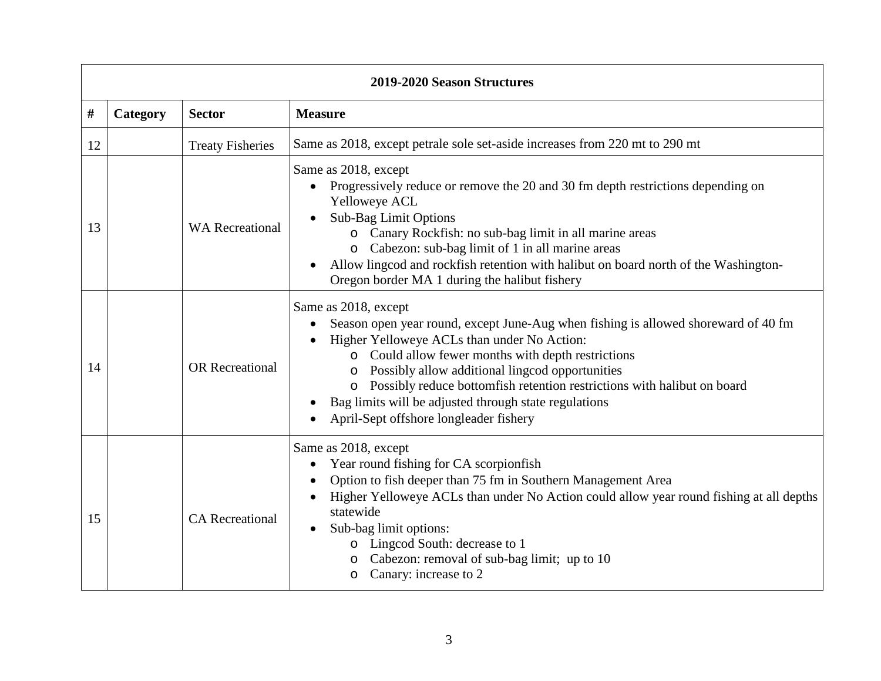| 2019-2020 Season Structures | | | |
|---|---|---|---|
| # | Category | Sector | Measure |
| 12 | | Treaty Fisheries | Same as 2018, except petrale sole set-aside increases from 220 mt to 290 mt |
| 13 | | WA Recreational | Same as 2018, except<br>• Progressively reduce or remove the 20 and 30 fm depth restrictions depending on Yelloweye ACL<br>• Sub-Bag Limit Options<br>  o Canary Rockfish: no sub-bag limit in all marine areas<br>  o Cabezon: sub-bag limit of 1 in all marine areas<br>• Allow lingcod and rockfish retention with halibut on board north of the Washington-Oregon border MA 1 during the halibut fishery |
| 14 | | OR Recreational | Same as 2018, except<br>• Season open year round, except June-Aug when fishing is allowed shoreward of 40 fm<br>• Higher Yelloweye ACLs than under No Action:<br>  o Could allow fewer months with depth restrictions<br>  o Possibly allow additional lingcod opportunities<br>  o Possibly reduce bottomfish retention restrictions with halibut on board<br>• Bag limits will be adjusted through state regulations<br>• April-Sept offshore longleader fishery |
| 15 | | CA Recreational | Same as 2018, except<br>• Year round fishing for CA scorpionfish<br>• Option to fish deeper than 75 fm in Southern Management Area<br>• Higher Yelloweye ACLs than under No Action could allow year round fishing at all depths statewide<br>• Sub-bag limit options:<br>  o Lingcod South: decrease to 1<br>  o Cabezon: removal of sub-bag limit; up to 10<br>  o Canary: increase to 2 |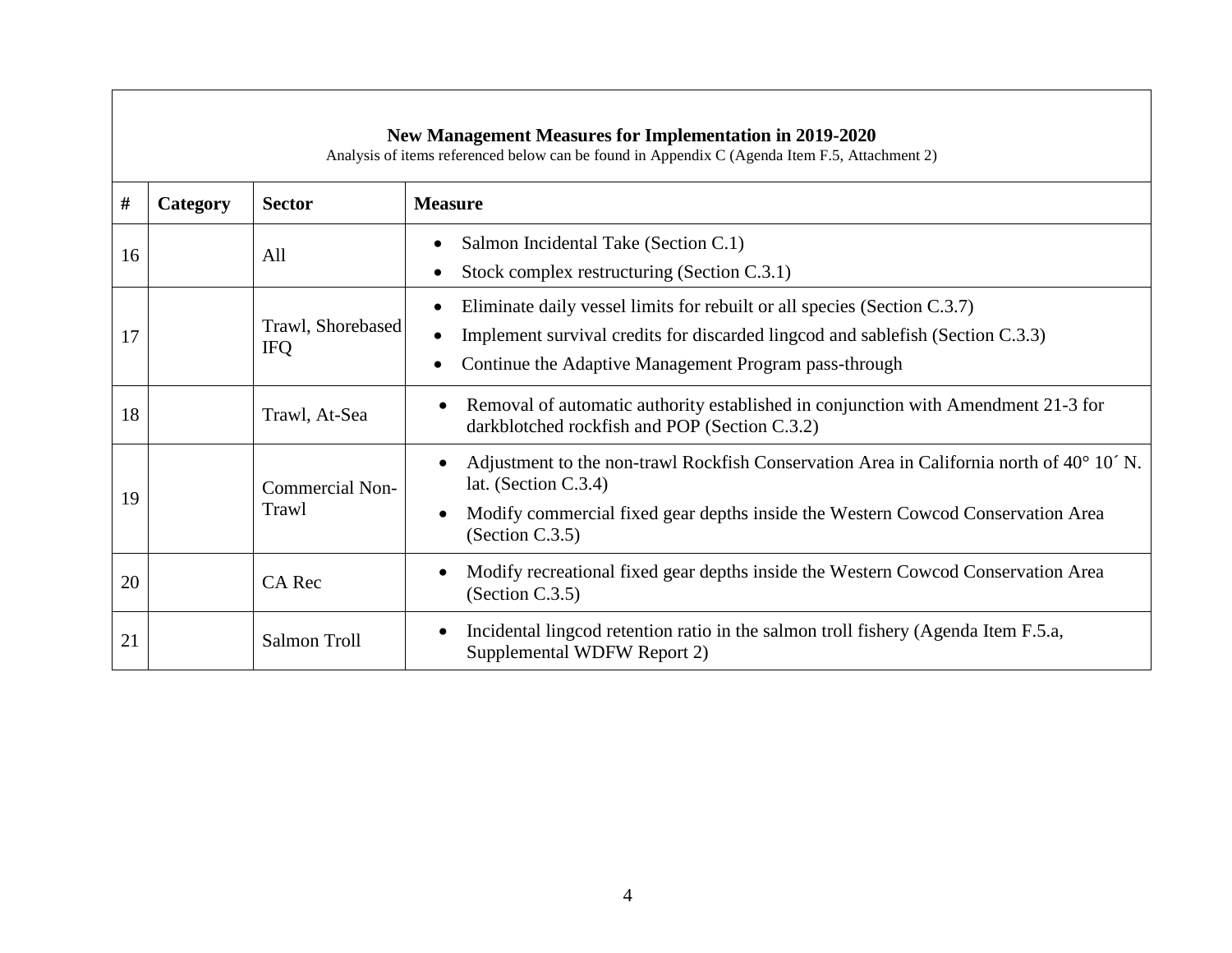**New Management Measures for Implementation in 2019-2020**

Analysis of items referenced below can be found in Appendix C (Agenda Item F.5, Attachment 2)

| # | Category | Sector | Measure |
|---|---|---|---|
| 16 | | All | • Salmon Incidental Take (Section C.1)<br>• Stock complex restructuring (Section C.3.1) |
| 17 | | Trawl, Shorebased IFQ | • Eliminate daily vessel limits for rebuilt or all species (Section C.3.7)<br>• Implement survival credits for discarded lingcod and sablefish (Section C.3.3)<br>• Continue the Adaptive Management Program pass-through |
| 18 | | Trawl, At-Sea | • Removal of automatic authority established in conjunction with Amendment 21-3 for darkblotched rockfish and POP (Section C.3.2) |
| 19 | | Commercial Non-Trawl | • Adjustment to the non-trawl Rockfish Conservation Area in California north of 40° 10´ N. lat. (Section C.3.4)<br>• Modify commercial fixed gear depths inside the Western Cowcod Conservation Area (Section C.3.5) |
| 20 | | CA Rec | • Modify recreational fixed gear depths inside the Western Cowcod Conservation Area (Section C.3.5) |
| 21 | | Salmon Troll | • Incidental lingcod retention ratio in the salmon troll fishery (Agenda Item F.5.a, Supplemental WDFW Report 2) |